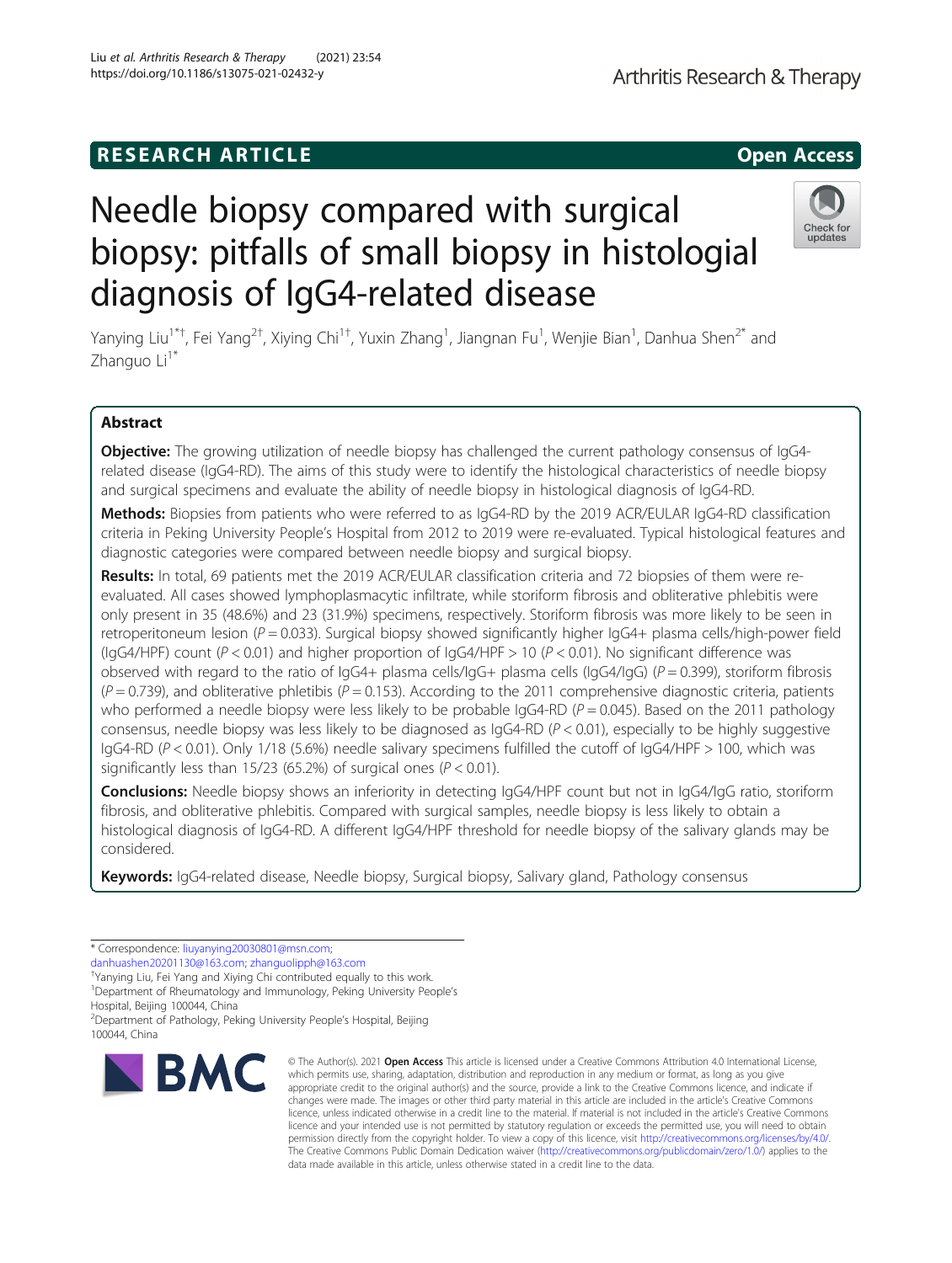# RESEARCH ARTICLE

**Open Access**

# Needle biopsy compared with surgical biopsy: pitfalls of small biopsy in histologial diagnosis of IgG4-related disease

Yanying Liu[1*†], Fei Yang[2†], Xiying Chi[1†], Yuxin Zhang[1], Jiangnan Fu[1], Wenjie Bian[1], Danhua Shen[2*] and Zhanguo Li[1*]

## Abstract

**Objective:** The growing utilization of needle biopsy has challenged the current pathology consensus of IgG4-related disease (IgG4-RD). The aims of this study were to identify the histological characteristics of needle biopsy and surgical specimens and evaluate the ability of needle biopsy in histological diagnosis of IgG4-RD.

**Methods:** Biopsies from patients who were referred to as IgG4-RD by the 2019 ACR/EULAR IgG4-RD classification criteria in Peking University People's Hospital from 2012 to 2019 were re-evaluated. Typical histological features and diagnostic categories were compared between needle biopsy and surgical biopsy.

**Results:** In total, 69 patients met the 2019 ACR/EULAR classification criteria and 72 biopsies of them were re-evaluated. All cases showed lymphoplasmacytic infiltrate, while storiform fibrosis and obliterative phlebitis were only present in 35 (48.6%) and 23 (31.9%) specimens, respectively. Storiform fibrosis was more likely to be seen in retroperitoneum lesion ($P = 0.033$). Surgical biopsy showed significantly higher IgG4+ plasma cells/high-power field (IgG4/HPF) count ($P < 0.01$) and higher proportion of IgG4/HPF > 10 ($P < 0.01$). No significant difference was observed with regard to the ratio of IgG4+ plasma cells/IgG+ plasma cells (IgG4/IgG) ($P = 0.399$), storiform fibrosis ($P = 0.739$), and obliterative phletibis ($P = 0.153$). According to the 2011 comprehensive diagnostic criteria, patients who performed a needle biopsy were less likely to be probable IgG4-RD ($P = 0.045$). Based on the 2011 pathology consensus, needle biopsy was less likely to be diagnosed as IgG4-RD ($P < 0.01$), especially to be highly suggestive IgG4-RD ($P < 0.01$). Only 1/18 (5.6%) needle salivary specimens fulfilled the cutoff of IgG4/HPF > 100, which was significantly less than 15/23 (65.2%) of surgical ones ($P < 0.01$).

**Conclusions:** Needle biopsy shows an inferiority in detecting IgG4/HPF count but not in IgG4/IgG ratio, storiform fibrosis, and obliterative phlebitis. Compared with surgical samples, needle biopsy is less likely to obtain a histological diagnosis of IgG4-RD. A different IgG4/HPF threshold for needle biopsy of the salivary glands may be considered.

**Keywords:** IgG4-related disease, Needle biopsy, Surgical biopsy, Salivary gland, Pathology consensus

---

\* Correspondence: liuyanying20030801@msn.com; danhuashen20201130@163.com; zhanguolipph@163.com

†Yanying Liu, Fei Yang and Xiying Chi contributed equally to this work.

[1]Department of Rheumatology and Immunology, Peking University People's Hospital, Beijing 100044, China

[2]Department of Pathology, Peking University People's Hospital, Beijing 100044, China

© The Author(s). 2021 **Open Access** This article is licensed under a Creative Commons Attribution 4.0 International License, which permits use, sharing, adaptation, distribution and reproduction in any medium or format, as long as you give appropriate credit to the original author(s) and the source, provide a link to the Creative Commons licence, and indicate if changes were made. The images or other third party material in this article are included in the article's Creative Commons licence, unless indicated otherwise in a credit line to the material. If material is not included in the article's Creative Commons licence and your intended use is not permitted by statutory regulation or exceeds the permitted use, you will need to obtain permission directly from the copyright holder. To view a copy of this licence, visit http://creativecommons.org/licenses/by/4.0/. The Creative Commons Public Domain Dedication waiver (http://creativecommons.org/publicdomain/zero/1.0/) applies to the data made available in this article, unless otherwise stated in a credit line to the data.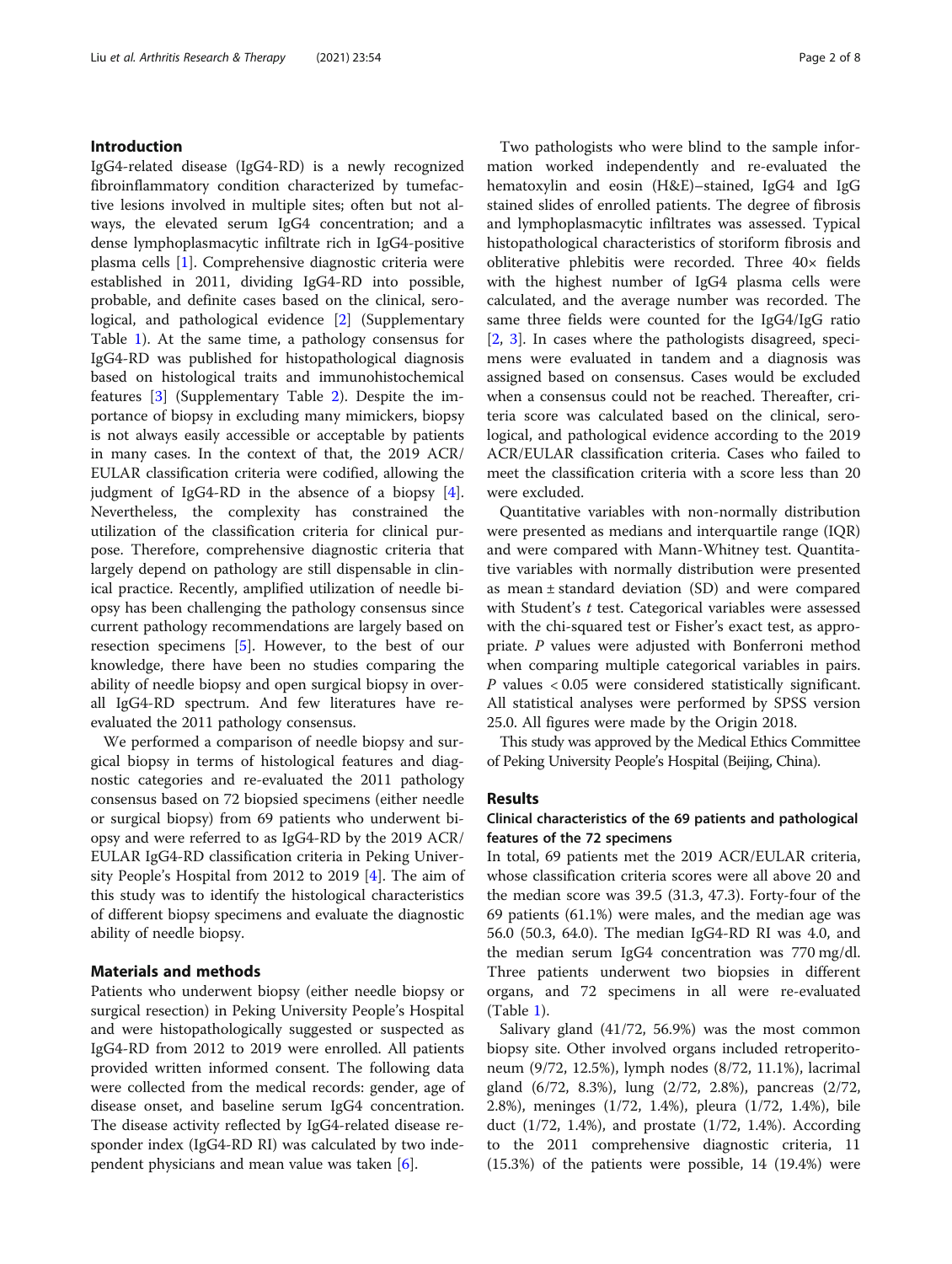## Introduction

IgG4-related disease (IgG4-RD) is a newly recognized fibroinflammatory condition characterized by tumefactive lesions involved in multiple sites; often but not always, the elevated serum IgG4 concentration; and a dense lymphoplasmacytic infiltrate rich in IgG4-positive plasma cells [1]. Comprehensive diagnostic criteria were established in 2011, dividing IgG4-RD into possible, probable, and definite cases based on the clinical, serological, and pathological evidence [2] (Supplementary Table 1). At the same time, a pathology consensus for IgG4-RD was published for histopathological diagnosis based on histological traits and immunohistochemical features [3] (Supplementary Table 2). Despite the importance of biopsy in excluding many mimickers, biopsy is not always easily accessible or acceptable by patients in many cases. In the context of that, the 2019 ACR/EULAR classification criteria were codified, allowing the judgment of IgG4-RD in the absence of a biopsy [4]. Nevertheless, the complexity has constrained the utilization of the classification criteria for clinical purpose. Therefore, comprehensive diagnostic criteria that largely depend on pathology are still dispensable in clinical practice. Recently, amplified utilization of needle biopsy has been challenging the pathology consensus since current pathology recommendations are largely based on resection specimens [5]. However, to the best of our knowledge, there have been no studies comparing the ability of needle biopsy and open surgical biopsy in overall IgG4-RD spectrum. And few literatures have re-evaluated the 2011 pathology consensus.

We performed a comparison of needle biopsy and surgical biopsy in terms of histological features and diagnostic categories and re-evaluated the 2011 pathology consensus based on 72 biopsied specimens (either needle or surgical biopsy) from 69 patients who underwent biopsy and were referred to as IgG4-RD by the 2019 ACR/EULAR IgG4-RD classification criteria in Peking University People's Hospital from 2012 to 2019 [4]. The aim of this study was to identify the histological characteristics of different biopsy specimens and evaluate the diagnostic ability of needle biopsy.

## Materials and methods

Patients who underwent biopsy (either needle biopsy or surgical resection) in Peking University People's Hospital and were histopathologically suggested or suspected as IgG4-RD from 2012 to 2019 were enrolled. All patients provided written informed consent. The following data were collected from the medical records: gender, age of disease onset, and baseline serum IgG4 concentration. The disease activity reflected by IgG4-related disease responder index (IgG4-RD RI) was calculated by two independent physicians and mean value was taken [6].

Two pathologists who were blind to the sample information worked independently and re-evaluated the hematoxylin and eosin (H&E)–stained, IgG4 and IgG stained slides of enrolled patients. The degree of fibrosis and lymphoplasmacytic infiltrates was assessed. Typical histopathological characteristics of storiform fibrosis and obliterative phlebitis were recorded. Three 40× fields with the highest number of IgG4 plasma cells were calculated, and the average number was recorded. The same three fields were counted for the IgG4/IgG ratio [2, 3]. In cases where the pathologists disagreed, specimens were evaluated in tandem and a diagnosis was assigned based on consensus. Cases would be excluded when a consensus could not be reached. Thereafter, criteria score was calculated based on the clinical, serological, and pathological evidence according to the 2019 ACR/EULAR classification criteria. Cases who failed to meet the classification criteria with a score less than 20 were excluded.

Quantitative variables with non-normally distribution were presented as medians and interquartile range (IQR) and were compared with Mann-Whitney test. Quantitative variables with normally distribution were presented as mean ± standard deviation (SD) and were compared with Student's *t* test. Categorical variables were assessed with the chi-squared test or Fisher's exact test, as appropriate. *P* values were adjusted with Bonferroni method when comparing multiple categorical variables in pairs. *P* values $< 0.05$ were considered statistically significant. All statistical analyses were performed by SPSS version 25.0. All figures were made by the Origin 2018.

This study was approved by the Medical Ethics Committee of Peking University People's Hospital (Beijing, China).

## Results

### Clinical characteristics of the 69 patients and pathological features of the 72 specimens

In total, 69 patients met the 2019 ACR/EULAR criteria, whose classification criteria scores were all above 20 and the median score was 39.5 (31.3, 47.3). Forty-four of the 69 patients (61.1%) were males, and the median age was 56.0 (50.3, 64.0). The median IgG4-RD RI was 4.0, and the median serum IgG4 concentration was 770 mg/dl. Three patients underwent two biopsies in different organs, and 72 specimens in all were re-evaluated (Table 1).

Salivary gland (41/72, 56.9%) was the most common biopsy site. Other involved organs included retroperitoneum (9/72, 12.5%), lymph nodes (8/72, 11.1%), lacrimal gland (6/72, 8.3%), lung (2/72, 2.8%), pancreas (2/72, 2.8%), meninges (1/72, 1.4%), pleura (1/72, 1.4%), bile duct (1/72, 1.4%), and prostate (1/72, 1.4%). According to the 2011 comprehensive diagnostic criteria, 11 (15.3%) of the patients were possible, 14 (19.4%) were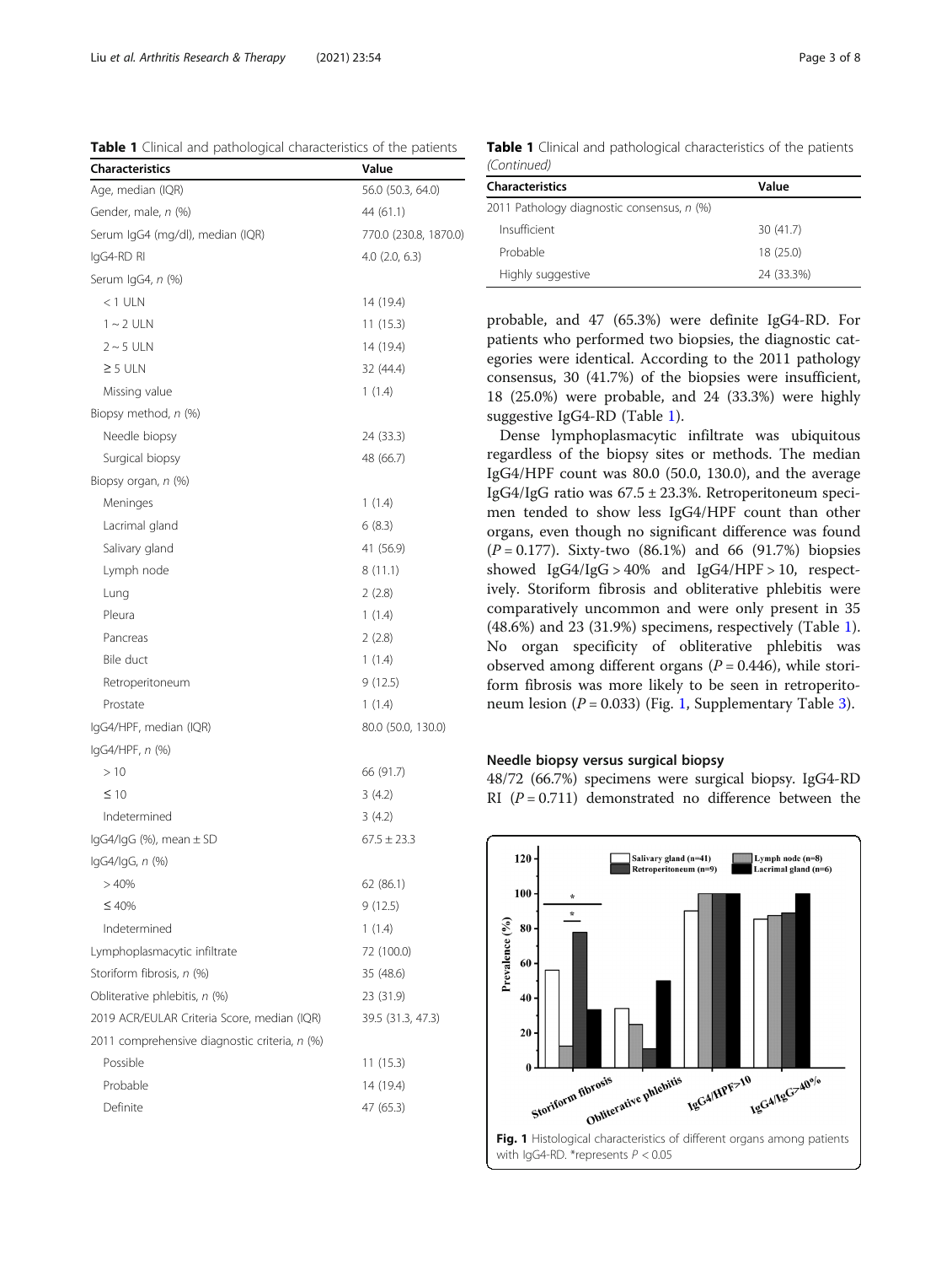**Table 1** Clinical and pathological characteristics of the patients

| Characteristics | Value |
| --- | --- |
| Age, median (IQR) | 56.0 (50.3, 64.0) |
| Gender, male, *n* (%) | 44 (61.1) |
| Serum IgG4 (mg/dl), median (IQR) | 770.0 (230.8, 1870.0) |
| IgG4-RD RI | 4.0 (2.0, 6.3) |
| Serum IgG4, *n* (%) | |
| < 1 ULN | 14 (19.4) |
| 1 ~ 2 ULN | 11 (15.3) |
| 2 ~ 5 ULN | 14 (19.4) |
| ≥ 5 ULN | 32 (44.4) |
| Missing value | 1 (1.4) |
| Biopsy method, *n* (%) | |
| Needle biopsy | 24 (33.3) |
| Surgical biopsy | 48 (66.7) |
| Biopsy organ, *n* (%) | |
| Meninges | 1 (1.4) |
| Lacrimal gland | 6 (8.3) |
| Salivary gland | 41 (56.9) |
| Lymph node | 8 (11.1) |
| Lung | 2 (2.8) |
| Pleura | 1 (1.4) |
| Pancreas | 2 (2.8) |
| Bile duct | 1 (1.4) |
| Retroperitoneum | 9 (12.5) |
| Prostate | 1 (1.4) |
| IgG4/HPF, median (IQR) | 80.0 (50.0, 130.0) |
| IgG4/HPF, *n* (%) | |
| > 10 | 66 (91.7) |
| ≤ 10 | 3 (4.2) |
| Indetermined | 3 (4.2) |
| IgG4/IgG (%), mean ± SD | 67.5 ± 23.3 |
| IgG4/IgG, *n* (%) | |
| > 40% | 62 (86.1) |
| ≤ 40% | 9 (12.5) |
| Indetermined | 1 (1.4) |
| Lymphoplasmacytic infiltrate | 72 (100.0) |
| Storiform fibrosis, *n* (%) | 35 (48.6) |
| Obliterative phlebitis, *n* (%) | 23 (31.9) |
| 2019 ACR/EULAR Criteria Score, median (IQR) | 39.5 (31.3, 47.3) |
| 2011 comprehensive diagnostic criteria, *n* (%) | |
| Possible | 11 (15.3) |
| Probable | 14 (19.4) |
| Definite | 47 (65.3) |
| 2011 Pathology diagnostic consensus, *n* (%) | |
| Insufficient | 30 (41.7) |
| Probable | 18 (25.0) |
| Highly suggestive | 24 (33.3%) |

probable, and 47 (65.3%) were definite IgG4-RD. For patients who performed two biopsies, the diagnostic categories were identical. According to the 2011 pathology consensus, 30 (41.7%) of the biopsies were insufficient, 18 (25.0%) were probable, and 24 (33.3%) were highly suggestive IgG4-RD (Table 1).

Dense lymphoplasmacytic infiltrate was ubiquitous regardless of the biopsy sites or methods. The median IgG4/HPF count was 80.0 (50.0, 130.0), and the average IgG4/IgG ratio was 67.5 ± 23.3%. Retroperitoneum specimen tended to show less IgG4/HPF count than other organs, even though no significant difference was found ($P = 0.177$). Sixty-two (86.1%) and 66 (91.7%) biopsies showed IgG4/IgG > 40% and IgG4/HPF > 10, respectively. Storiform fibrosis and obliterative phlebitis were comparatively uncommon and were only present in 35 (48.6%) and 23 (31.9%) specimens, respectively (Table 1). No organ specificity of obliterative phlebitis was observed among different organs ($P = 0.446$), while storiform fibrosis was more likely to be seen in retroperitoneum lesion ($P = 0.033$) (Fig. 1, Supplementary Table 3).

### Needle biopsy versus surgical biopsy

48/72 (66.7%) specimens were surgical biopsy. IgG4-RD RI ($P = 0.711$) demonstrated no difference between the

**Fig. 1** Histological characteristics of different organs among patients with IgG4-RD. *represents $P < 0.05$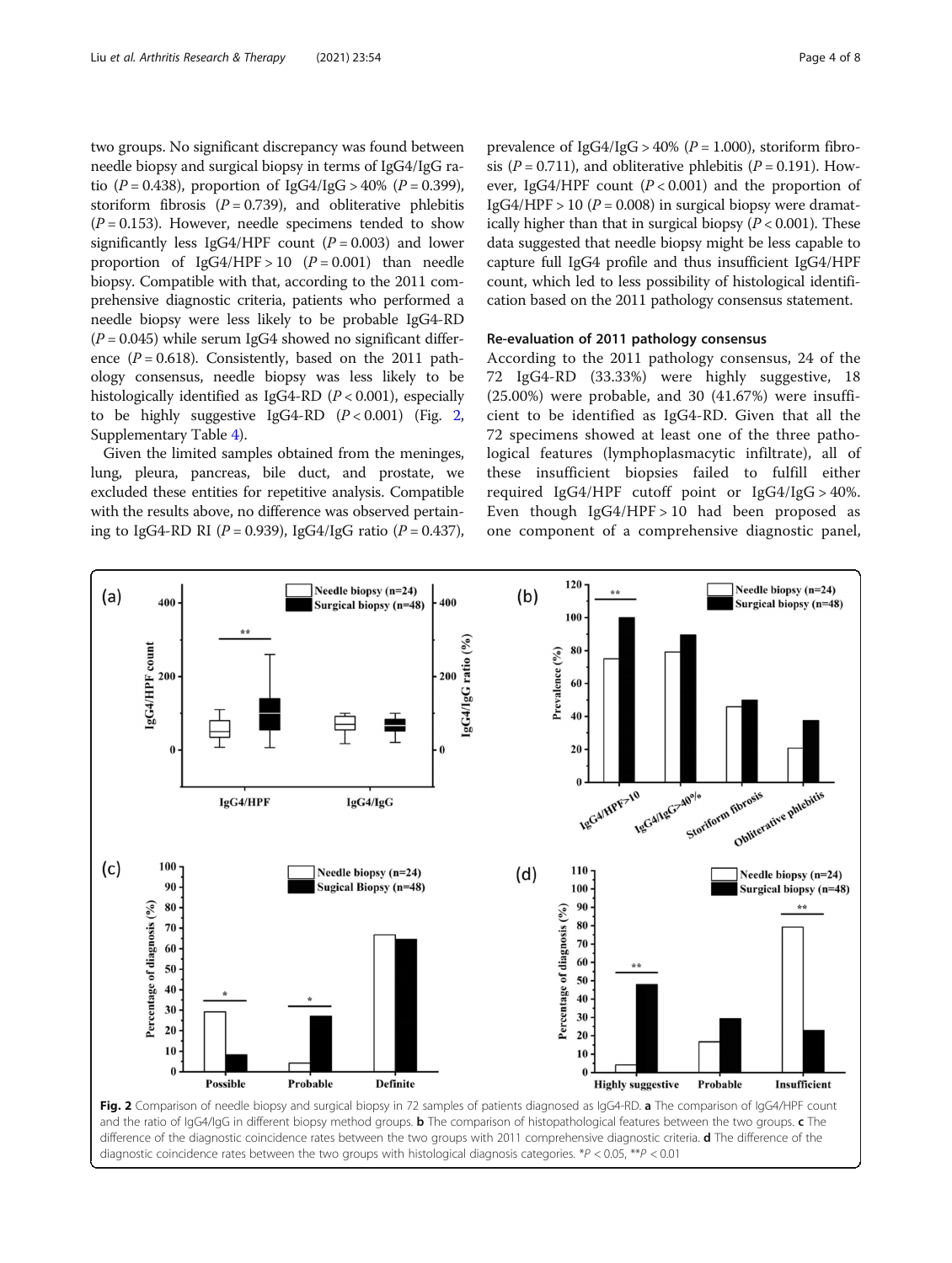two groups. No significant discrepancy was found between needle biopsy and surgical biopsy in terms of IgG4/IgG ratio ($P = 0.438$), proportion of IgG4/IgG > 40% ($P = 0.399$), storiform fibrosis ($P = 0.739$), and obliterative phlebitis ($P = 0.153$). However, needle specimens tended to show significantly less IgG4/HPF count ($P = 0.003$) and lower proportion of IgG4/HPF > 10 ($P = 0.001$) than needle biopsy. Compatible with that, according to the 2011 comprehensive diagnostic criteria, patients who performed a needle biopsy were less likely to be probable IgG4-RD ($P = 0.045$) while serum IgG4 showed no significant difference ($P = 0.618$). Consistently, based on the 2011 pathology consensus, needle biopsy was less likely to be histologically identified as IgG4-RD ($P < 0.001$), especially to be highly suggestive IgG4-RD ($P < 0.001$) (Fig. 2, Supplementary Table 4).

Given the limited samples obtained from the meninges, lung, pleura, pancreas, bile duct, and prostate, we excluded these entities for repetitive analysis. Compatible with the results above, no difference was observed pertaining to IgG4-RD RI ($P = 0.939$), IgG4/IgG ratio ($P = 0.437$), prevalence of IgG4/IgG > 40% ($P = 1.000$), storiform fibrosis ($P = 0.711$), and obliterative phlebitis ($P = 0.191$). However, IgG4/HPF count ($P < 0.001$) and the proportion of IgG4/HPF > 10 ($P = 0.008$) in surgical biopsy were dramatically higher than that in surgical biopsy ($P < 0.001$). These data suggested that needle biopsy might be less capable to capture full IgG4 profile and thus insufficient IgG4/HPF count, which led to less possibility of histological identification based on the 2011 pathology consensus statement.

## Re-evaluation of 2011 pathology consensus

According to the 2011 pathology consensus, 24 of the 72 IgG4-RD (33.33%) were highly suggestive, 18 (25.00%) were probable, and 30 (41.67%) were insufficient to be identified as IgG4-RD. Given that all the 72 specimens showed at least one of the three pathological features (lymphoplasmacytic infiltrate), all of these insufficient biopsies failed to fulfill either required IgG4/HPF cutoff point or IgG4/IgG > 40%. Even though IgG4/HPF > 10 had been proposed as one component of a comprehensive diagnostic panel,

**Fig. 2** Comparison of needle biopsy and surgical biopsy in 72 samples of patients diagnosed as IgG4-RD. **a** The comparison of IgG4/HPF count and the ratio of IgG4/IgG in different biopsy method groups. **b** The comparison of histopathological features between the two groups. **c** The difference of the diagnostic coincidence rates between the two groups with 2011 comprehensive diagnostic criteria. **d** The difference of the diagnostic coincidence rates between the two groups with histological diagnosis categories. *$P < 0.05$, **$P < 0.01$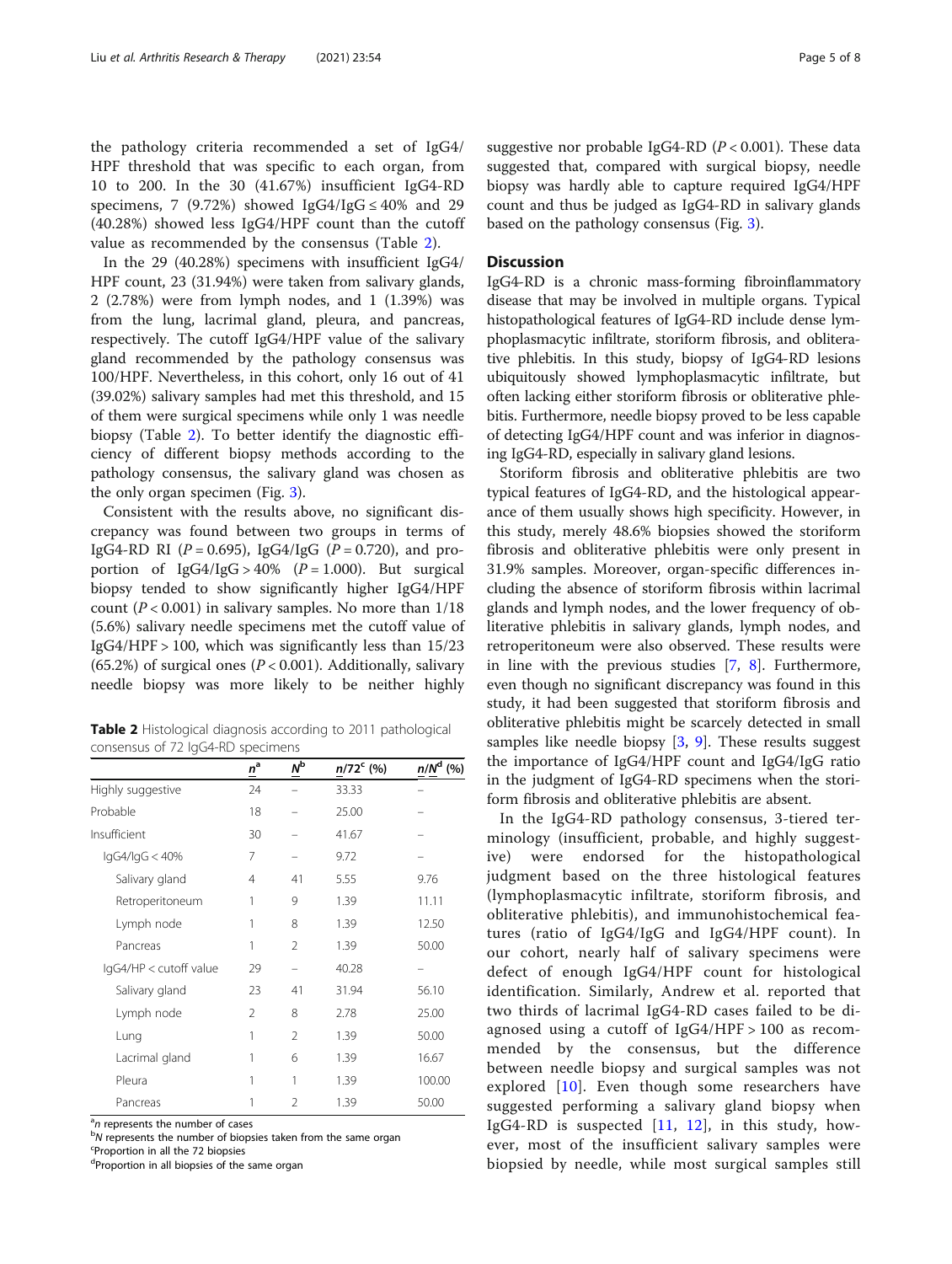the pathology criteria recommended a set of IgG4/HPF threshold that was specific to each organ, from 10 to 200. In the 30 (41.67%) insufficient IgG4-RD specimens, 7 (9.72%) showed IgG4/IgG ≤ 40% and 29 (40.28%) showed less IgG4/HPF count than the cutoff value as recommended by the consensus (Table 2).

In the 29 (40.28%) specimens with insufficient IgG4/HPF count, 23 (31.94%) were taken from salivary glands, 2 (2.78%) were from lymph nodes, and 1 (1.39%) was from the lung, lacrimal gland, pleura, and pancreas, respectively. The cutoff IgG4/HPF value of the salivary gland recommended by the pathology consensus was 100/HPF. Nevertheless, in this cohort, only 16 out of 41 (39.02%) salivary samples had met this threshold, and 15 of them were surgical specimens while only 1 was needle biopsy (Table 2). To better identify the diagnostic efficiency of different biopsy methods according to the pathology consensus, the salivary gland was chosen as the only organ specimen (Fig. 3).

Consistent with the results above, no significant discrepancy was found between two groups in terms of IgG4-RD RI ($P = 0.695$), IgG4/IgG ($P = 0.720$), and proportion of IgG4/IgG > 40% ($P = 1.000$). But surgical biopsy tended to show significantly higher IgG4/HPF count ($P < 0.001$) in salivary samples. No more than 1/18 (5.6%) salivary needle specimens met the cutoff value of IgG4/HPF > 100, which was significantly less than 15/23 (65.2%) of surgical ones ($P < 0.001$). Additionally, salivary needle biopsy was more likely to be neither highly suggestive nor probable IgG4-RD ($P < 0.001$). These data suggested that, compared with surgical biopsy, needle biopsy was hardly able to capture required IgG4/HPF count and thus be judged as IgG4-RD in salivary glands based on the pathology consensus (Fig. 3).

**Table 2** Histological diagnosis according to 2011 pathological consensus of 72 IgG4-RD specimens

| | $n$[a] | $N$[b] | $n$/72[c] (%) | $n/N$[d] (%) |
|---|---|---|---|---|
| Highly suggestive | 24 | – | 33.33 | – |
| Probable | 18 | – | 25.00 | – |
| Insufficient | 30 | – | 41.67 | – |
| IgG4/IgG < 40% | 7 | – | 9.72 | – |
| Salivary gland | 4 | 41 | 5.55 | 9.76 |
| Retroperitoneum | 1 | 9 | 1.39 | 11.11 |
| Lymph node | 1 | 8 | 1.39 | 12.50 |
| Pancreas | 1 | 2 | 1.39 | 50.00 |
| IgG4/HP < cutoff value | 29 | – | 40.28 | – |
| Salivary gland | 23 | 41 | 31.94 | 56.10 |
| Lymph node | 2 | 8 | 2.78 | 25.00 |
| Lung | 1 | 2 | 1.39 | 50.00 |
| Lacrimal gland | 1 | 6 | 1.39 | 16.67 |
| Pleura | 1 | 1 | 1.39 | 100.00 |
| Pancreas | 1 | 2 | 1.39 | 50.00 |

[a]$n$ represents the number of cases
[b]$N$ represents the number of biopsies taken from the same organ
[c]Proportion in all the 72 biopsies
[d]Proportion in all biopsies of the same organ

## Discussion

IgG4-RD is a chronic mass-forming fibroinflammatory disease that may be involved in multiple organs. Typical histopathological features of IgG4-RD include dense lymphoplasmacytic infiltrate, storiform fibrosis, and obliterative phlebitis. In this study, biopsy of IgG4-RD lesions ubiquitously showed lymphoplasmacytic infiltrate, but often lacking either storiform fibrosis or obliterative phlebitis. Furthermore, needle biopsy proved to be less capable of detecting IgG4/HPF count and was inferior in diagnosing IgG4-RD, especially in salivary gland lesions.

Storiform fibrosis and obliterative phlebitis are two typical features of IgG4-RD, and the histological appearance of them usually shows high specificity. However, in this study, merely 48.6% biopsies showed the storiform fibrosis and obliterative phlebitis were only present in 31.9% samples. Moreover, organ-specific differences including the absence of storiform fibrosis within lacrimal glands and lymph nodes, and the lower frequency of obliterative phlebitis in salivary glands, lymph nodes, and retroperitoneum were also observed. These results were in line with the previous studies [7, 8]. Furthermore, even though no significant discrepancy was found in this study, it had been suggested that storiform fibrosis and obliterative phlebitis might be scarcely detected in small samples like needle biopsy [3, 9]. These results suggest the importance of IgG4/HPF count and IgG4/IgG ratio in the judgment of IgG4-RD specimens when the storiform fibrosis and obliterative phlebitis are absent.

In the IgG4-RD pathology consensus, 3-tiered terminology (insufficient, probable, and highly suggestive) were endorsed for the histopathological judgment based on the three histological features (lymphoplasmacytic infiltrate, storiform fibrosis, and obliterative phlebitis), and immunohistochemical features (ratio of IgG4/IgG and IgG4/HPF count). In our cohort, nearly half of salivary specimens were defect of enough IgG4/HPF count for histological identification. Similarly, Andrew et al. reported that two thirds of lacrimal IgG4-RD cases failed to be diagnosed using a cutoff of IgG4/HPF > 100 as recommended by the consensus, but the difference between needle biopsy and surgical samples was not explored [10]. Even though some researchers have suggested performing a salivary gland biopsy when IgG4-RD is suspected [11, 12], in this study, however, most of the insufficient salivary samples were biopsied by needle, while most surgical samples still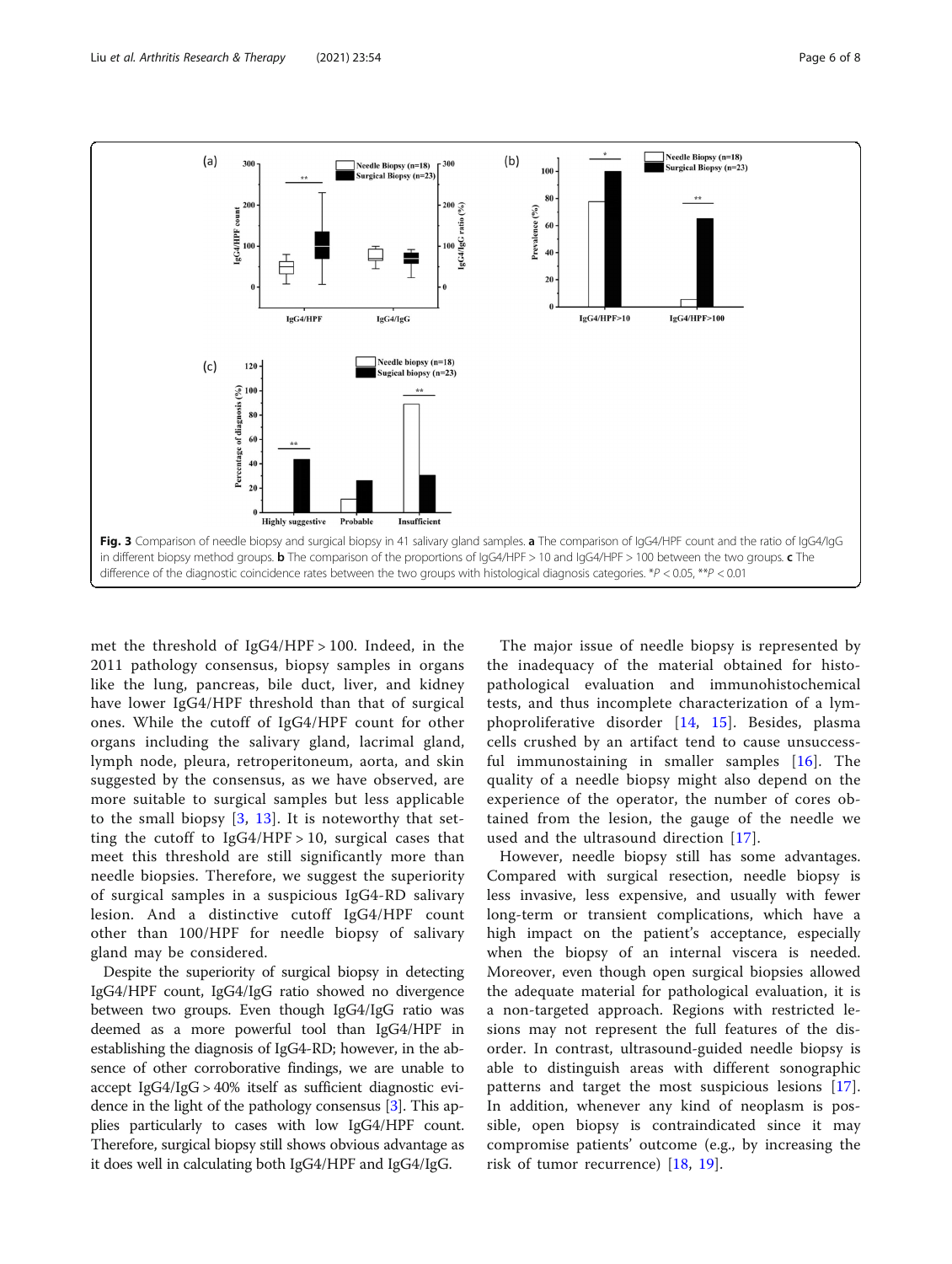**Fig. 3** Comparison of needle biopsy and surgical biopsy in 41 salivary gland samples. **a** The comparison of IgG4/HPF count and the ratio of IgG4/IgG in different biopsy method groups. **b** The comparison of the proportions of IgG4/HPF > 10 and IgG4/HPF > 100 between the two groups. **c** The difference of the diagnostic coincidence rates between the two groups with histological diagnosis categories. \*$P < 0.05$, \*\*$P < 0.01$

met the threshold of IgG4/HPF > 100. Indeed, in the 2011 pathology consensus, biopsy samples in organs like the lung, pancreas, bile duct, liver, and kidney have lower IgG4/HPF threshold than that of surgical ones. While the cutoff of IgG4/HPF count for other organs including the salivary gland, lacrimal gland, lymph node, pleura, retroperitoneum, aorta, and skin suggested by the consensus, as we have observed, are more suitable to surgical samples but less applicable to the small biopsy [3, 13]. It is noteworthy that setting the cutoff to IgG4/HPF > 10, surgical cases that meet this threshold are still significantly more than needle biopsies. Therefore, we suggest the superiority of surgical samples in a suspicious IgG4-RD salivary lesion. And a distinctive cutoff IgG4/HPF count other than 100/HPF for needle biopsy of salivary gland may be considered.

Despite the superiority of surgical biopsy in detecting IgG4/HPF count, IgG4/IgG ratio showed no divergence between two groups. Even though IgG4/IgG ratio was deemed as a more powerful tool than IgG4/HPF in establishing the diagnosis of IgG4-RD; however, in the absence of other corroborative findings, we are unable to accept IgG4/IgG > 40% itself as sufficient diagnostic evidence in the light of the pathology consensus [3]. This applies particularly to cases with low IgG4/HPF count. Therefore, surgical biopsy still shows obvious advantage as it does well in calculating both IgG4/HPF and IgG4/IgG.

The major issue of needle biopsy is represented by the inadequacy of the material obtained for histopathological evaluation and immunohistochemical tests, and thus incomplete characterization of a lymphoproliferative disorder [14, 15]. Besides, plasma cells crushed by an artifact tend to cause unsuccessful immunostaining in smaller samples [16]. The quality of a needle biopsy might also depend on the experience of the operator, the number of cores obtained from the lesion, the gauge of the needle we used and the ultrasound direction [17].

However, needle biopsy still has some advantages. Compared with surgical resection, needle biopsy is less invasive, less expensive, and usually with fewer long-term or transient complications, which have a high impact on the patient's acceptance, especially when the biopsy of an internal viscera is needed. Moreover, even though open surgical biopsies allowed the adequate material for pathological evaluation, it is a non-targeted approach. Regions with restricted lesions may not represent the full features of the disorder. In contrast, ultrasound-guided needle biopsy is able to distinguish areas with different sonographic patterns and target the most suspicious lesions [17]. In addition, whenever any kind of neoplasm is possible, open biopsy is contraindicated since it may compromise patients' outcome (e.g., by increasing the risk of tumor recurrence) [18, 19].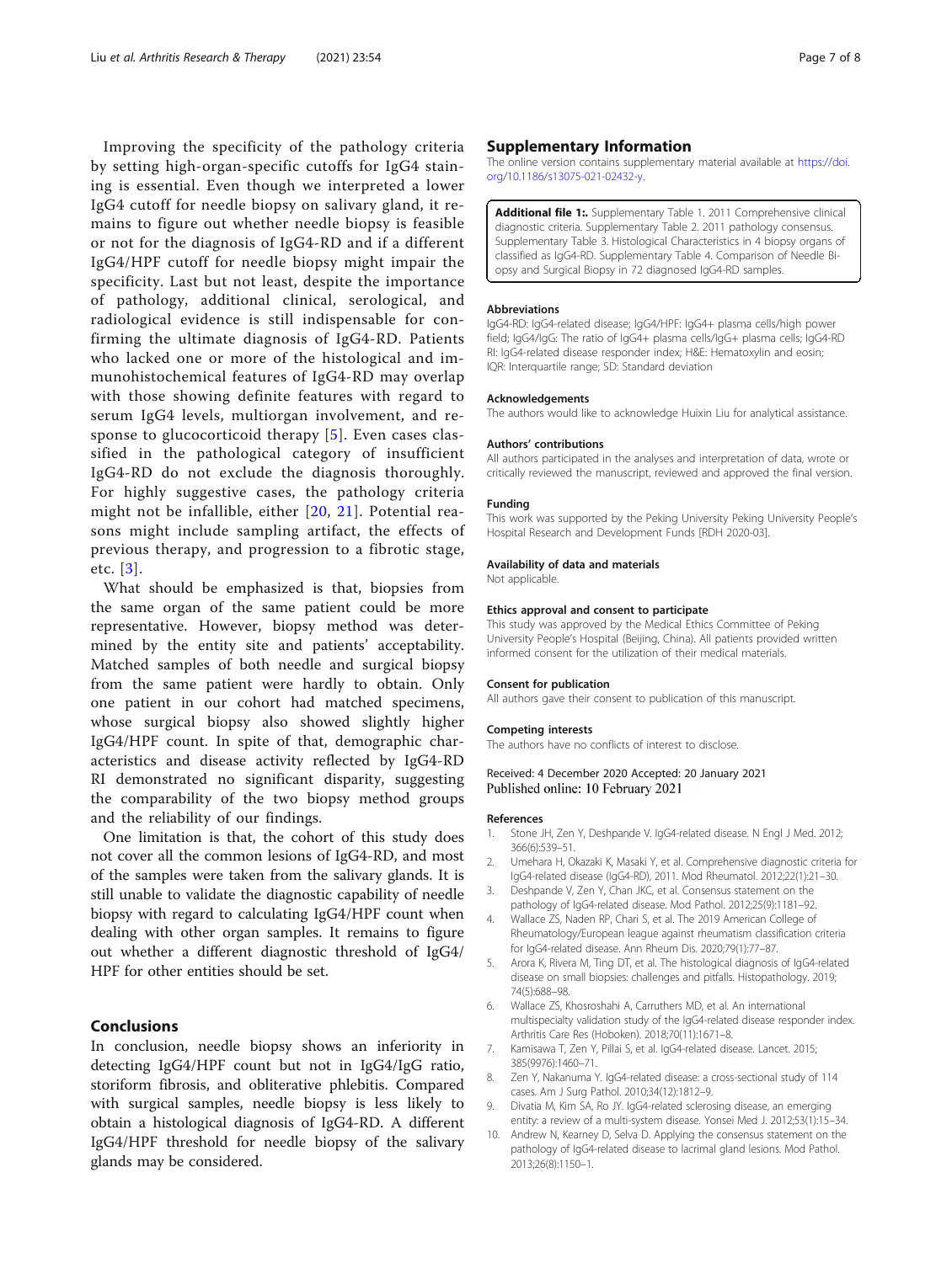Improving the specificity of the pathology criteria by setting high-organ-specific cutoffs for IgG4 staining is essential. Even though we interpreted a lower IgG4 cutoff for needle biopsy on salivary gland, it remains to figure out whether needle biopsy is feasible or not for the diagnosis of IgG4-RD and if a different IgG4/HPF cutoff for needle biopsy might impair the specificity. Last but not least, despite the importance of pathology, additional clinical, serological, and radiological evidence is still indispensable for confirming the ultimate diagnosis of IgG4-RD. Patients who lacked one or more of the histological and immunohistochemical features of IgG4-RD may overlap with those showing definite features with regard to serum IgG4 levels, multiorgan involvement, and response to glucocorticoid therapy [5]. Even cases classified in the pathological category of insufficient IgG4-RD do not exclude the diagnosis thoroughly. For highly suggestive cases, the pathology criteria might not be infallible, either [20, 21]. Potential reasons might include sampling artifact, the effects of previous therapy, and progression to a fibrotic stage, etc. [3].

What should be emphasized is that, biopsies from the same organ of the same patient could be more representative. However, biopsy method was determined by the entity site and patients' acceptability. Matched samples of both needle and surgical biopsy from the same patient were hardly to obtain. Only one patient in our cohort had matched specimens, whose surgical biopsy also showed slightly higher IgG4/HPF count. In spite of that, demographic characteristics and disease activity reflected by IgG4-RD RI demonstrated no significant disparity, suggesting the comparability of the two biopsy method groups and the reliability of our findings.

One limitation is that, the cohort of this study does not cover all the common lesions of IgG4-RD, and most of the samples were taken from the salivary glands. It is still unable to validate the diagnostic capability of needle biopsy with regard to calculating IgG4/HPF count when dealing with other organ samples. It remains to figure out whether a different diagnostic threshold of IgG4/HPF for other entities should be set.

## Conclusions

In conclusion, needle biopsy shows an inferiority in detecting IgG4/HPF count but not in IgG4/IgG ratio, storiform fibrosis, and obliterative phlebitis. Compared with surgical samples, needle biopsy is less likely to obtain a histological diagnosis of IgG4-RD. A different IgG4/HPF threshold for needle biopsy of the salivary glands may be considered.

## Supplementary Information

The online version contains supplementary material available at https://doi.org/10.1186/s13075-021-02432-y.

**Additional file 1:.** Supplementary Table 1. 2011 Comprehensive clinical diagnostic criteria. Supplementary Table 2. 2011 pathology consensus. Supplementary Table 3. Histological Characteristics in 4 biopsy organs of classified as IgG4-RD. Supplementary Table 4. Comparison of Needle Biopsy and Surgical Biopsy in 72 diagnosed IgG4-RD samples.

### Abbreviations

IgG4-RD: IgG4-related disease; IgG4/HPF: IgG4+ plasma cells/high power field; IgG4/IgG: The ratio of IgG4+ plasma cells/IgG+ plasma cells; IgG4-RD RI: IgG4-related disease responder index; H&E: Hematoxylin and eosin; IQR: Interquartile range; SD: Standard deviation

### Acknowledgements

The authors would like to acknowledge Huixin Liu for analytical assistance.

### Authors' contributions

All authors participated in the analyses and interpretation of data, wrote or critically reviewed the manuscript, reviewed and approved the final version.

### Funding

This work was supported by the Peking University Peking University People's Hospital Research and Development Funds [RDH 2020-03].

### Availability of data and materials

Not applicable.

### Ethics approval and consent to participate

This study was approved by the Medical Ethics Committee of Peking University People's Hospital (Beijing, China). All patients provided written informed consent for the utilization of their medical materials.

### Consent for publication

All authors gave their consent to publication of this manuscript.

### Competing interests

The authors have no conflicts of interest to disclose.

Received: 4 December 2020 Accepted: 20 January 2021
Published online: 10 February 2021

### References

1. Stone JH, Zen Y, Deshpande V. IgG4-related disease. N Engl J Med. 2012;366(6):539–51.
2. Umehara H, Okazaki K, Masaki Y, et al. Comprehensive diagnostic criteria for IgG4-related disease (IgG4-RD), 2011. Mod Rheumatol. 2012;22(1):21–30.
3. Deshpande V, Zen Y, Chan JKC, et al. Consensus statement on the pathology of IgG4-related disease. Mod Pathol. 2012;25(9):1181–92.
4. Wallace ZS, Naden RP, Chari S, et al. The 2019 American College of Rheumatology/European league against rheumatism classification criteria for IgG4-related disease. Ann Rheum Dis. 2020;79(1):77–87.
5. Arora K, Rivera M, Ting DT, et al. The histological diagnosis of IgG4-related disease on small biopsies: challenges and pitfalls. Histopathology. 2019;74(5):688–98.
6. Wallace ZS, Khosroshahi A, Carruthers MD, et al. An international multispecialty validation study of the IgG4-related disease responder index. Arthritis Care Res (Hoboken). 2018;70(11):1671–8.
7. Kamisawa T, Zen Y, Pillai S, et al. IgG4-related disease. Lancet. 2015;385(9976):1460–71.
8. Zen Y, Nakanuma Y. IgG4-related disease: a cross-sectional study of 114 cases. Am J Surg Pathol. 2010;34(12):1812–9.
9. Divatia M, Kim SA, Ro JY. IgG4-related sclerosing disease, an emerging entity: a review of a multi-system disease. Yonsei Med J. 2012;53(1):15–34.
10. Andrew N, Kearney D, Selva D. Applying the consensus statement on the pathology of IgG4-related disease to lacrimal gland lesions. Mod Pathol. 2013;26(8):1150–1.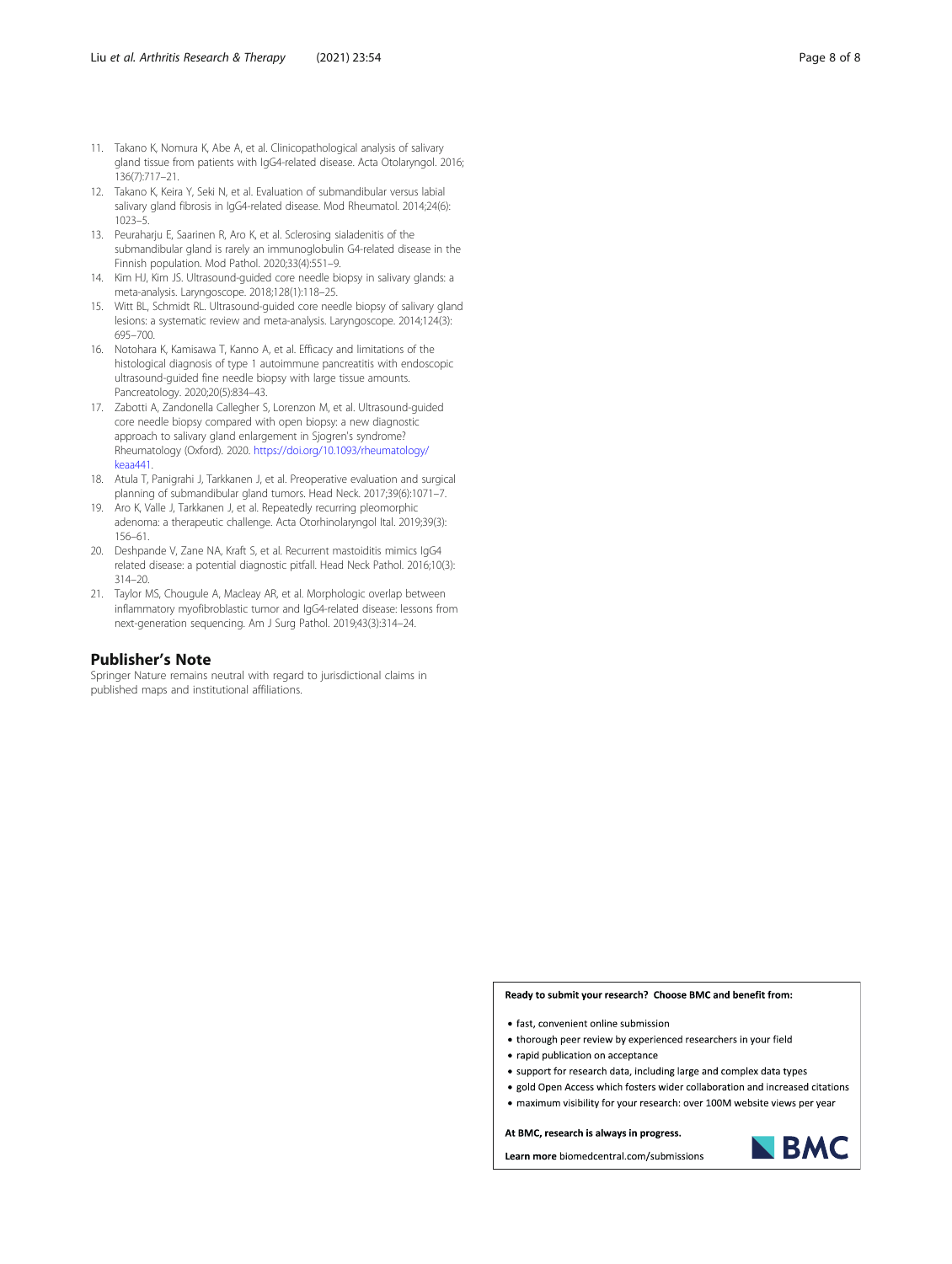11. Takano K, Nomura K, Abe A, et al. Clinicopathological analysis of salivary gland tissue from patients with IgG4-related disease. Acta Otolaryngol. 2016; 136(7):717–21.
12. Takano K, Keira Y, Seki N, et al. Evaluation of submandibular versus labial salivary gland fibrosis in IgG4-related disease. Mod Rheumatol. 2014;24(6): 1023–5.
13. Peuraharju E, Saarinen R, Aro K, et al. Sclerosing sialadenitis of the submandibular gland is rarely an immunoglobulin G4-related disease in the Finnish population. Mod Pathol. 2020;33(4):551–9.
14. Kim HJ, Kim JS. Ultrasound-guided core needle biopsy in salivary glands: a meta-analysis. Laryngoscope. 2018;128(1):118–25.
15. Witt BL, Schmidt RL. Ultrasound-guided core needle biopsy of salivary gland lesions: a systematic review and meta-analysis. Laryngoscope. 2014;124(3): 695–700.
16. Notohara K, Kamisawa T, Kanno A, et al. Efficacy and limitations of the histological diagnosis of type 1 autoimmune pancreatitis with endoscopic ultrasound-guided fine needle biopsy with large tissue amounts. Pancreatology. 2020;20(5):834–43.
17. Zabotti A, Zandonella Callegher S, Lorenzon M, et al. Ultrasound-guided core needle biopsy compared with open biopsy: a new diagnostic approach to salivary gland enlargement in Sjogren's syndrome? Rheumatology (Oxford). 2020. https://doi.org/10.1093/rheumatology/keaa441.
18. Atula T, Panigrahi J, Tarkkanen J, et al. Preoperative evaluation and surgical planning of submandibular gland tumors. Head Neck. 2017;39(6):1071–7.
19. Aro K, Valle J, Tarkkanen J, et al. Repeatedly recurring pleomorphic adenoma: a therapeutic challenge. Acta Otorhinolaryngol Ital. 2019;39(3): 156–61.
20. Deshpande V, Zane NA, Kraft S, et al. Recurrent mastoiditis mimics IgG4 related disease: a potential diagnostic pitfall. Head Neck Pathol. 2016;10(3): 314–20.
21. Taylor MS, Chougule A, Macleay AR, et al. Morphologic overlap between inflammatory myofibroblastic tumor and IgG4-related disease: lessons from next-generation sequencing. Am J Surg Pathol. 2019;43(3):314–24.

## Publisher's Note

Springer Nature remains neutral with regard to jurisdictional claims in published maps and institutional affiliations.

**Ready to submit your research? Choose BMC and benefit from:**

- fast, convenient online submission
- thorough peer review by experienced researchers in your field
- rapid publication on acceptance
- support for research data, including large and complex data types
- gold Open Access which fosters wider collaboration and increased citations
- maximum visibility for your research: over 100M website views per year

**At BMC, research is always in progress.**

**Learn more** biomedcentral.com/submissions

BMC